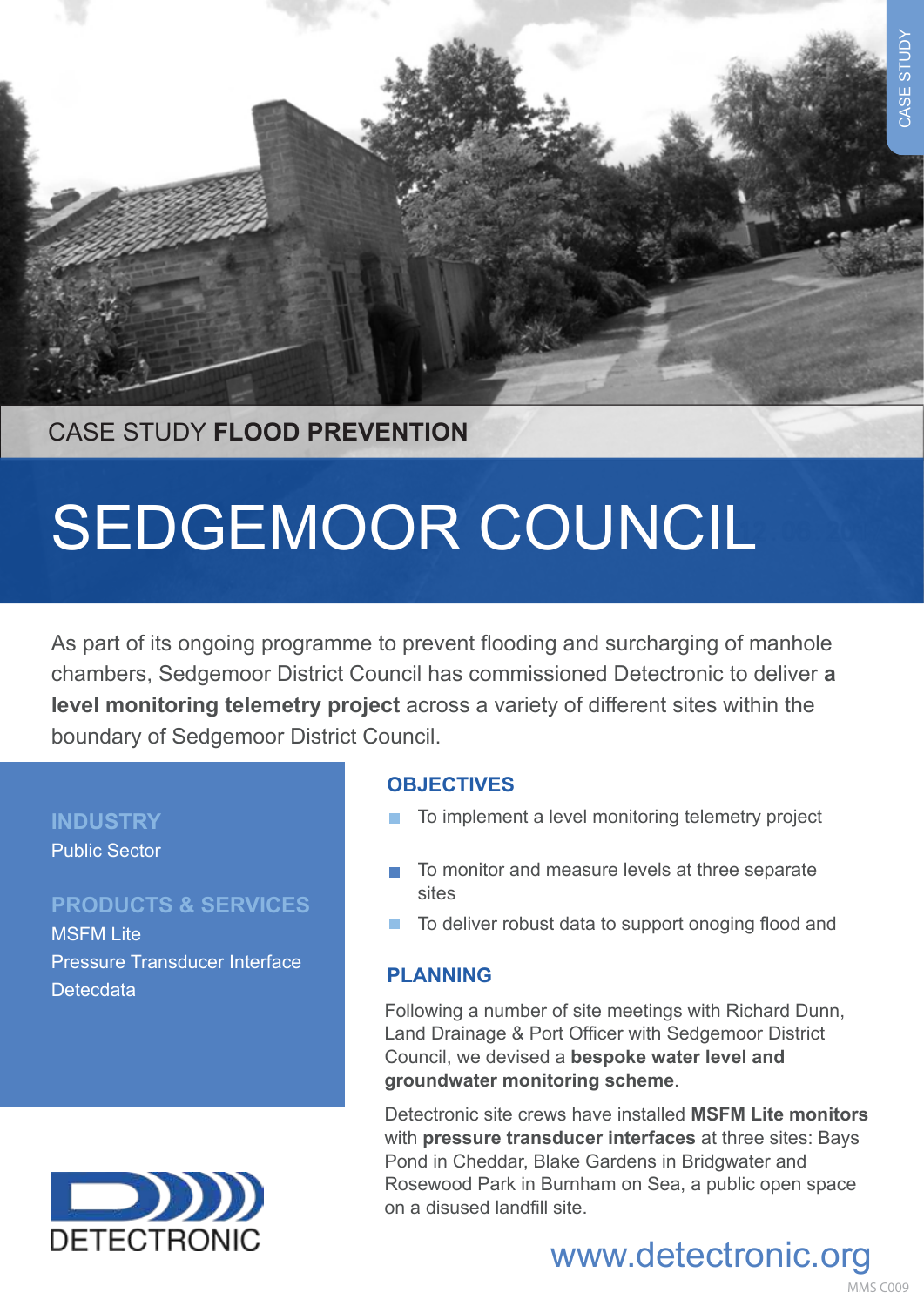CASE STUDY **FLOOD PREVENTION**

# SEDGEMOOR COUNCIL

As part of its ongoing programme to prevent flooding and surcharging of manhole chambers, Sedgemoor District Council has commissioned Detectronic to deliver **a level monitoring telemetry project** across a variety of different sites within the boundary of Sedgemoor District Council.

**INDUSTRY**

Public Sector

**PRODUCTS & SERVICES**

MSFM Lite
Pressure Transducer Interface
Detecdata

## OBJECTIVES

- To implement a level monitoring telemetry project
- To monitor and measure levels at three separate sites
- To deliver robust data to support onoging flood and

## PLANNING

Following a number of site meetings with Richard Dunn, Land Drainage & Port Officer with Sedgemoor District Council, we devised a **bespoke water level and groundwater monitoring scheme**.

Detectronic site crews have installed **MSFM Lite monitors** with **pressure transducer interfaces** at three sites: Bays Pond in Cheddar, Blake Gardens in Bridgwater and Rosewood Park in Burnham on Sea, a public open space on a disused landfill site.

DETECTRONIC

www.detectronic.org

MMS C009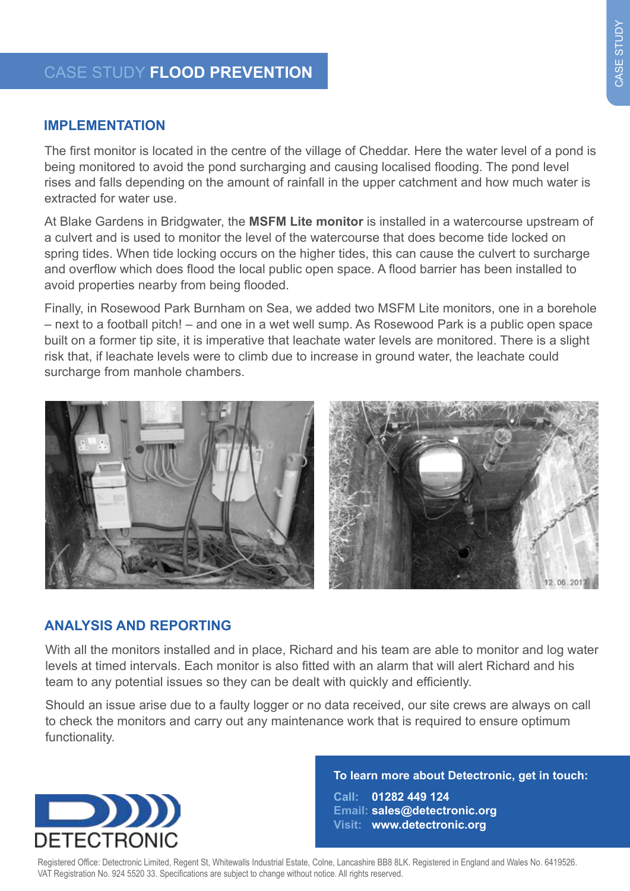# CASE STUDY **FLOOD PREVENTION**

## IMPLEMENTATION

The first monitor is located in the centre of the village of Cheddar. Here the water level of a pond is being monitored to avoid the pond surcharging and causing localised flooding. The pond level rises and falls depending on the amount of rainfall in the upper catchment and how much water is extracted for water use.

At Blake Gardens in Bridgwater, the **MSFM Lite monitor** is installed in a watercourse upstream of a culvert and is used to monitor the level of the watercourse that does become tide locked on spring tides. When tide locking occurs on the higher tides, this can cause the culvert to surcharge and overflow which does flood the local public open space. A flood barrier has been installed to avoid properties nearby from being flooded.

Finally, in Rosewood Park Burnham on Sea, we added two MSFM Lite monitors, one in a borehole – next to a football pitch! – and one in a wet well sump. As Rosewood Park is a public open space built on a former tip site, it is imperative that leachate water levels are monitored. There is a slight risk that, if leachate levels were to climb due to increase in ground water, the leachate could surcharge from manhole chambers.

## ANALYSIS AND REPORTING

With all the monitors installed and in place, Richard and his team are able to monitor and log water levels at timed intervals. Each monitor is also fitted with an alarm that will alert Richard and his team to any potential issues so they can be dealt with quickly and efficiently.

Should an issue arise due to a faulty logger or no data received, our site crews are always on call to check the monitors and carry out any maintenance work that is required to ensure optimum functionality.

**To learn more about Detectronic, get in touch:**

Call: **01282 449 124**
Email: **sales@detectronic.org**
Visit: **www.detectronic.org**

DETECTRONIC

Registered Office: Detectronic Limited, Regent St, Whitewalls Industrial Estate, Colne, Lancashire BB8 8LK. Registered in England and Wales No. 6419526. VAT Registration No. 924 5520 33. Specifications are subject to change without notice. All rights reserved.